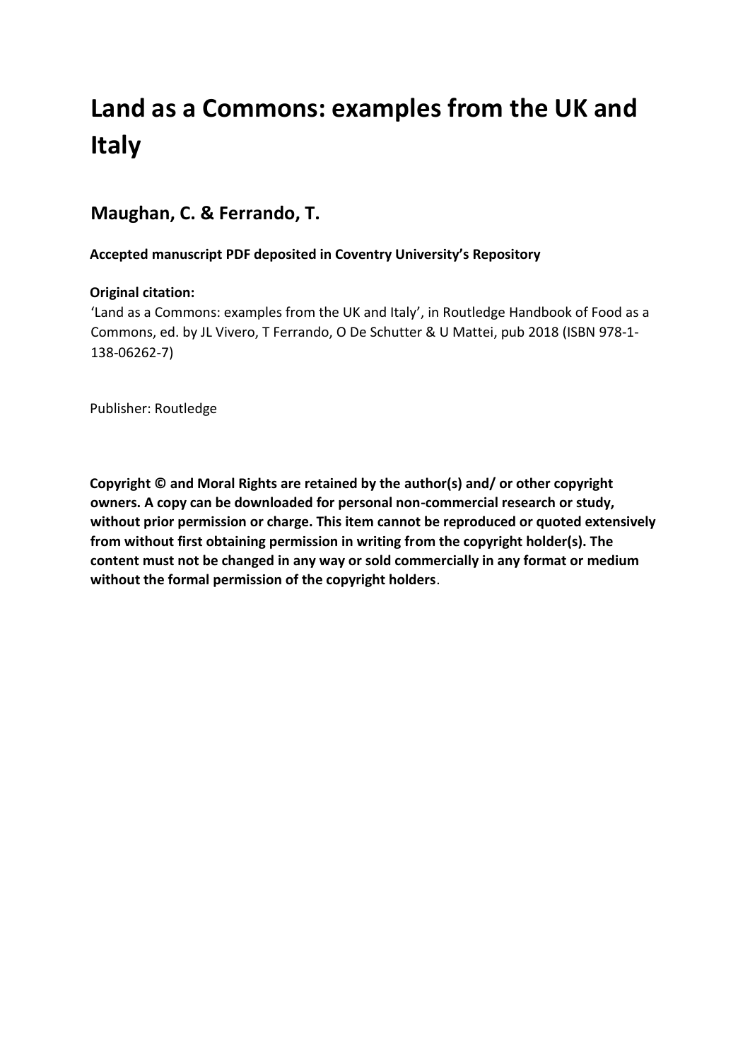# Land as a Commons: examples from the UK and Italy

## Maughan, C. & Ferrando, T.

**Accepted manuscript PDF deposited in Coventry University's Repository**

**Original citation:**

'Land as a Commons: examples from the UK and Italy', in Routledge Handbook of Food as a Commons, ed. by JL Vivero, T Ferrando, O De Schutter & U Mattei, pub 2018 (ISBN 978-1-138-06262-7)

Publisher: Routledge

**Copyright © and Moral Rights are retained by the author(s) and/ or other copyright owners. A copy can be downloaded for personal non-commercial research or study, without prior permission or charge. This item cannot be reproduced or quoted extensively from without first obtaining permission in writing from the copyright holder(s). The content must not be changed in any way or sold commercially in any format or medium without the formal permission of the copyright holders**.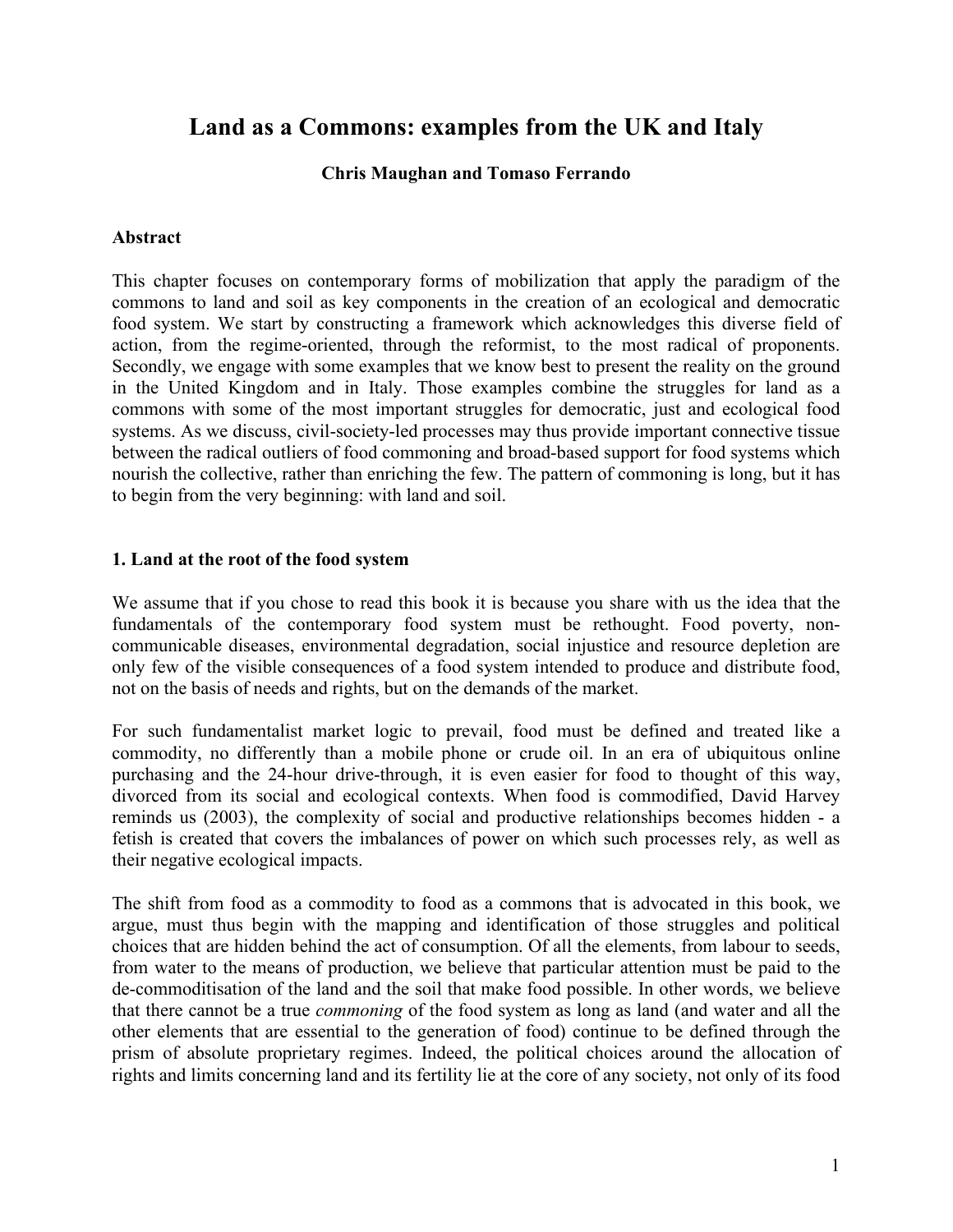# Land as a Commons: examples from the UK and Italy

**Chris Maughan and Tomaso Ferrando**

**Abstract**

This chapter focuses on contemporary forms of mobilization that apply the paradigm of the commons to land and soil as key components in the creation of an ecological and democratic food system. We start by constructing a framework which acknowledges this diverse field of action, from the regime-oriented, through the reformist, to the most radical of proponents. Secondly, we engage with some examples that we know best to present the reality on the ground in the United Kingdom and in Italy. Those examples combine the struggles for land as a commons with some of the most important struggles for democratic, just and ecological food systems. As we discuss, civil-society-led processes may thus provide important connective tissue between the radical outliers of food commoning and broad-based support for food systems which nourish the collective, rather than enriching the few. The pattern of commoning is long, but it has to begin from the very beginning: with land and soil.

## 1. Land at the root of the food system

We assume that if you chose to read this book it is because you share with us the idea that the fundamentals of the contemporary food system must be rethought. Food poverty, non-communicable diseases, environmental degradation, social injustice and resource depletion are only few of the visible consequences of a food system intended to produce and distribute food, not on the basis of needs and rights, but on the demands of the market.

For such fundamentalist market logic to prevail, food must be defined and treated like a commodity, no differently than a mobile phone or crude oil. In an era of ubiquitous online purchasing and the 24-hour drive-through, it is even easier for food to thought of this way, divorced from its social and ecological contexts. When food is commodified, David Harvey reminds us (2003), the complexity of social and productive relationships becomes hidden - a fetish is created that covers the imbalances of power on which such processes rely, as well as their negative ecological impacts.

The shift from food as a commodity to food as a commons that is advocated in this book, we argue, must thus begin with the mapping and identification of those struggles and political choices that are hidden behind the act of consumption. Of all the elements, from labour to seeds, from water to the means of production, we believe that particular attention must be paid to the de-commoditisation of the land and the soil that make food possible. In other words, we believe that there cannot be a true *commoning* of the food system as long as land (and water and all the other elements that are essential to the generation of food) continue to be defined through the prism of absolute proprietary regimes. Indeed, the political choices around the allocation of rights and limits concerning land and its fertility lie at the core of any society, not only of its food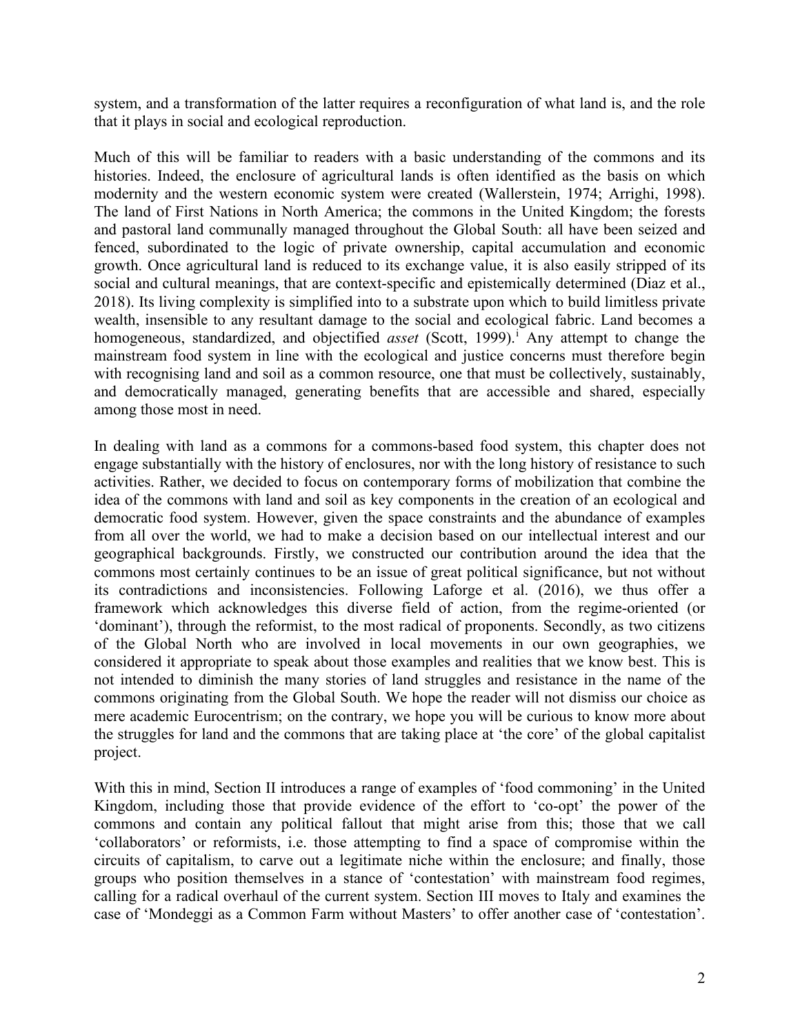system, and a transformation of the latter requires a reconfiguration of what land is, and the role that it plays in social and ecological reproduction.

Much of this will be familiar to readers with a basic understanding of the commons and its histories. Indeed, the enclosure of agricultural lands is often identified as the basis on which modernity and the western economic system were created (Wallerstein, 1974; Arrighi, 1998). The land of First Nations in North America; the commons in the United Kingdom; the forests and pastoral land communally managed throughout the Global South: all have been seized and fenced, subordinated to the logic of private ownership, capital accumulation and economic growth. Once agricultural land is reduced to its exchange value, it is also easily stripped of its social and cultural meanings, that are context-specific and epistemically determined (Diaz et al., 2018). Its living complexity is simplified into to a substrate upon which to build limitless private wealth, insensible to any resultant damage to the social and ecological fabric. Land becomes a homogeneous, standardized, and objectified *asset* (Scott, 1999).[i] Any attempt to change the mainstream food system in line with the ecological and justice concerns must therefore begin with recognising land and soil as a common resource, one that must be collectively, sustainably, and democratically managed, generating benefits that are accessible and shared, especially among those most in need.

In dealing with land as a commons for a commons-based food system, this chapter does not engage substantially with the history of enclosures, nor with the long history of resistance to such activities. Rather, we decided to focus on contemporary forms of mobilization that combine the idea of the commons with land and soil as key components in the creation of an ecological and democratic food system. However, given the space constraints and the abundance of examples from all over the world, we had to make a decision based on our intellectual interest and our geographical backgrounds. Firstly, we constructed our contribution around the idea that the commons most certainly continues to be an issue of great political significance, but not without its contradictions and inconsistencies. Following Laforge et al. (2016), we thus offer a framework which acknowledges this diverse field of action, from the regime-oriented (or 'dominant'), through the reformist, to the most radical of proponents. Secondly, as two citizens of the Global North who are involved in local movements in our own geographies, we considered it appropriate to speak about those examples and realities that we know best. This is not intended to diminish the many stories of land struggles and resistance in the name of the commons originating from the Global South. We hope the reader will not dismiss our choice as mere academic Eurocentrism; on the contrary, we hope you will be curious to know more about the struggles for land and the commons that are taking place at 'the core' of the global capitalist project.

With this in mind, Section II introduces a range of examples of 'food commoning' in the United Kingdom, including those that provide evidence of the effort to 'co-opt' the power of the commons and contain any political fallout that might arise from this; those that we call 'collaborators' or reformists, i.e. those attempting to find a space of compromise within the circuits of capitalism, to carve out a legitimate niche within the enclosure; and finally, those groups who position themselves in a stance of 'contestation' with mainstream food regimes, calling for a radical overhaul of the current system. Section III moves to Italy and examines the case of 'Mondeggi as a Common Farm without Masters' to offer another case of 'contestation'.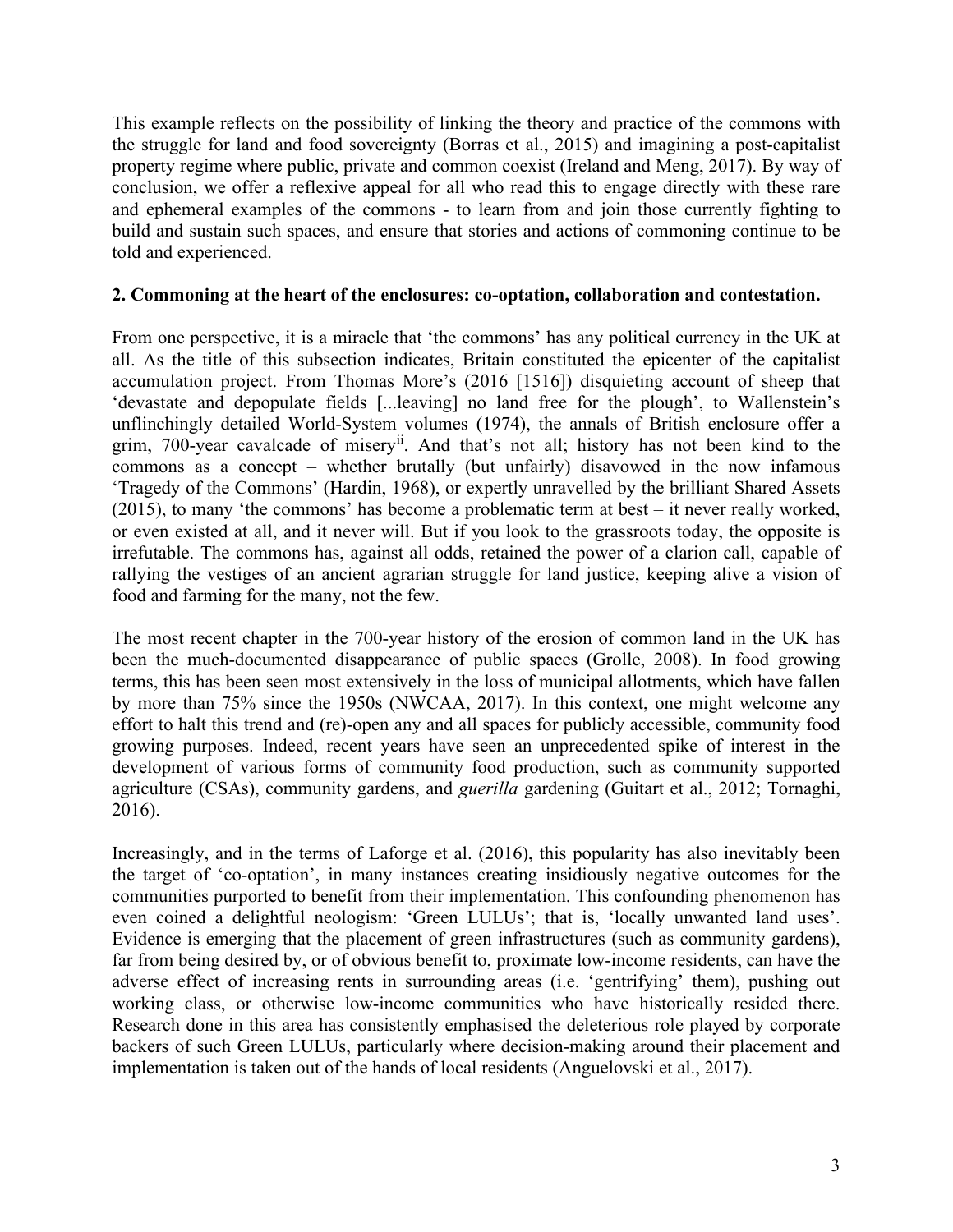This example reflects on the possibility of linking the theory and practice of the commons with the struggle for land and food sovereignty (Borras et al., 2015) and imagining a post-capitalist property regime where public, private and common coexist (Ireland and Meng, 2017). By way of conclusion, we offer a reflexive appeal for all who read this to engage directly with these rare and ephemeral examples of the commons - to learn from and join those currently fighting to build and sustain such spaces, and ensure that stories and actions of commoning continue to be told and experienced.

## 2. Commoning at the heart of the enclosures: co-optation, collaboration and contestation.

From one perspective, it is a miracle that 'the commons' has any political currency in the UK at all. As the title of this subsection indicates, Britain constituted the epicenter of the capitalist accumulation project. From Thomas More's (2016 [1516]) disquieting account of sheep that 'devastate and depopulate fields [...leaving] no land free for the plough', to Wallenstein's unflinchingly detailed World-System volumes (1974), the annals of British enclosure offer a grim, 700-year cavalcade of misery[ii]. And that's not all; history has not been kind to the commons as a concept – whether brutally (but unfairly) disavowed in the now infamous 'Tragedy of the Commons' (Hardin, 1968), or expertly unravelled by the brilliant Shared Assets (2015), to many 'the commons' has become a problematic term at best – it never really worked, or even existed at all, and it never will. But if you look to the grassroots today, the opposite is irrefutable. The commons has, against all odds, retained the power of a clarion call, capable of rallying the vestiges of an ancient agrarian struggle for land justice, keeping alive a vision of food and farming for the many, not the few.

The most recent chapter in the 700-year history of the erosion of common land in the UK has been the much-documented disappearance of public spaces (Grolle, 2008). In food growing terms, this has been seen most extensively in the loss of municipal allotments, which have fallen by more than 75% since the 1950s (NWCAA, 2017). In this context, one might welcome any effort to halt this trend and (re)-open any and all spaces for publicly accessible, community food growing purposes. Indeed, recent years have seen an unprecedented spike of interest in the development of various forms of community food production, such as community supported agriculture (CSAs), community gardens, and *guerilla* gardening (Guitart et al., 2012; Tornaghi, 2016).

Increasingly, and in the terms of Laforge et al. (2016), this popularity has also inevitably been the target of 'co-optation', in many instances creating insidiously negative outcomes for the communities purported to benefit from their implementation. This confounding phenomenon has even coined a delightful neologism: 'Green LULUs'; that is, 'locally unwanted land uses'. Evidence is emerging that the placement of green infrastructures (such as community gardens), far from being desired by, or of obvious benefit to, proximate low-income residents, can have the adverse effect of increasing rents in surrounding areas (i.e. 'gentrifying' them), pushing out working class, or otherwise low-income communities who have historically resided there. Research done in this area has consistently emphasised the deleterious role played by corporate backers of such Green LULUs, particularly where decision-making around their placement and implementation is taken out of the hands of local residents (Anguelovski et al., 2017).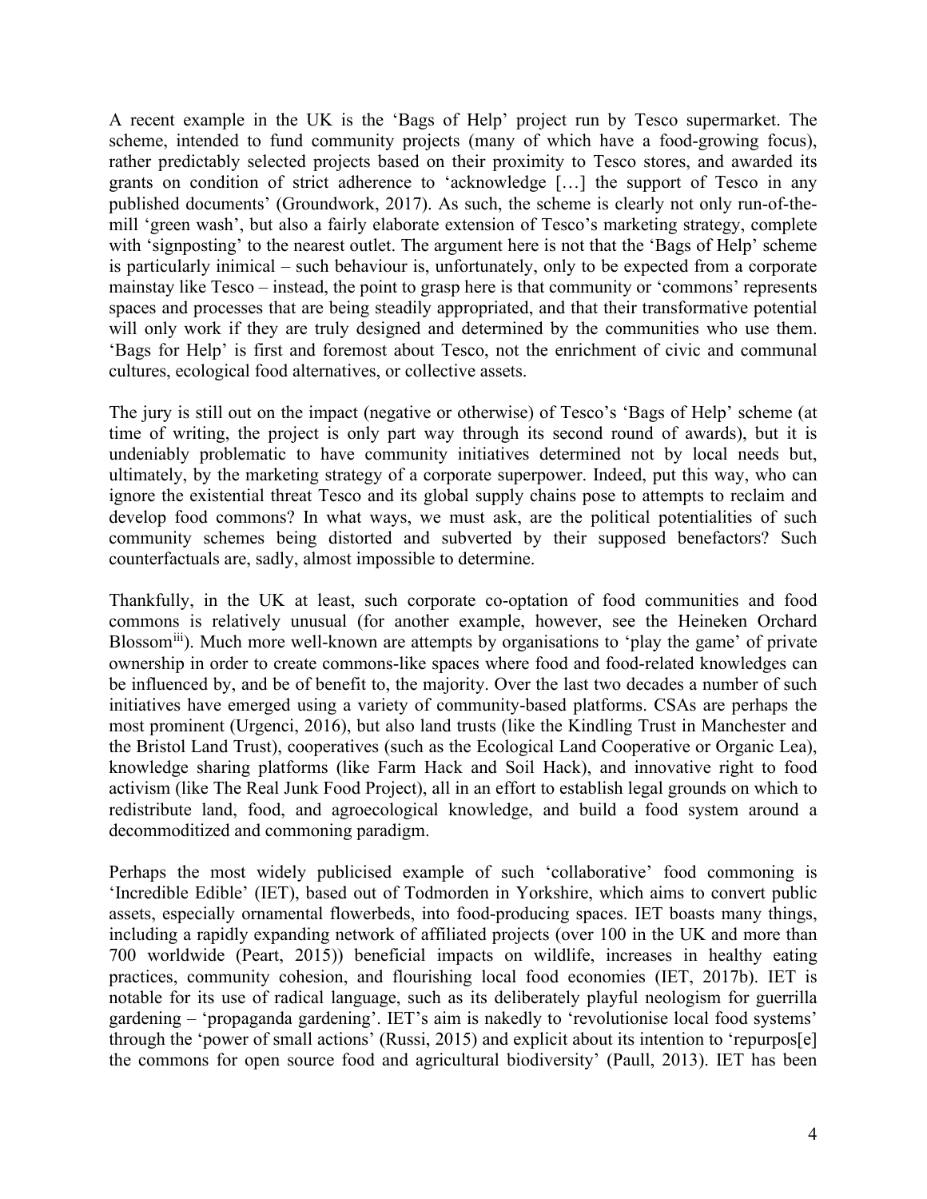A recent example in the UK is the 'Bags of Help' project run by Tesco supermarket. The scheme, intended to fund community projects (many of which have a food-growing focus), rather predictably selected projects based on their proximity to Tesco stores, and awarded its grants on condition of strict adherence to 'acknowledge […] the support of Tesco in any published documents' (Groundwork, 2017). As such, the scheme is clearly not only run-of-the-mill 'green wash', but also a fairly elaborate extension of Tesco's marketing strategy, complete with 'signposting' to the nearest outlet. The argument here is not that the 'Bags of Help' scheme is particularly inimical – such behaviour is, unfortunately, only to be expected from a corporate mainstay like Tesco – instead, the point to grasp here is that community or 'commons' represents spaces and processes that are being steadily appropriated, and that their transformative potential will only work if they are truly designed and determined by the communities who use them. 'Bags for Help' is first and foremost about Tesco, not the enrichment of civic and communal cultures, ecological food alternatives, or collective assets.

The jury is still out on the impact (negative or otherwise) of Tesco's 'Bags of Help' scheme (at time of writing, the project is only part way through its second round of awards), but it is undeniably problematic to have community initiatives determined not by local needs but, ultimately, by the marketing strategy of a corporate superpower. Indeed, put this way, who can ignore the existential threat Tesco and its global supply chains pose to attempts to reclaim and develop food commons? In what ways, we must ask, are the political potentialities of such community schemes being distorted and subverted by their supposed benefactors? Such counterfactuals are, sadly, almost impossible to determine.

Thankfully, in the UK at least, such corporate co-optation of food communities and food commons is relatively unusual (for another example, however, see the Heineken Orchard Blossom[iii]). Much more well-known are attempts by organisations to 'play the game' of private ownership in order to create commons-like spaces where food and food-related knowledges can be influenced by, and be of benefit to, the majority. Over the last two decades a number of such initiatives have emerged using a variety of community-based platforms. CSAs are perhaps the most prominent (Urgenci, 2016), but also land trusts (like the Kindling Trust in Manchester and the Bristol Land Trust), cooperatives (such as the Ecological Land Cooperative or Organic Lea), knowledge sharing platforms (like Farm Hack and Soil Hack), and innovative right to food activism (like The Real Junk Food Project), all in an effort to establish legal grounds on which to redistribute land, food, and agroecological knowledge, and build a food system around a decommoditized and commoning paradigm.

Perhaps the most widely publicised example of such 'collaborative' food commoning is 'Incredible Edible' (IET), based out of Todmorden in Yorkshire, which aims to convert public assets, especially ornamental flowerbeds, into food-producing spaces. IET boasts many things, including a rapidly expanding network of affiliated projects (over 100 in the UK and more than 700 worldwide (Peart, 2015)) beneficial impacts on wildlife, increases in healthy eating practices, community cohesion, and flourishing local food economies (IET, 2017b). IET is notable for its use of radical language, such as its deliberately playful neologism for guerrilla gardening – 'propaganda gardening'. IET's aim is nakedly to 'revolutionise local food systems' through the 'power of small actions' (Russi, 2015) and explicit about its intention to 'repurpos[e] the commons for open source food and agricultural biodiversity' (Paull, 2013). IET has been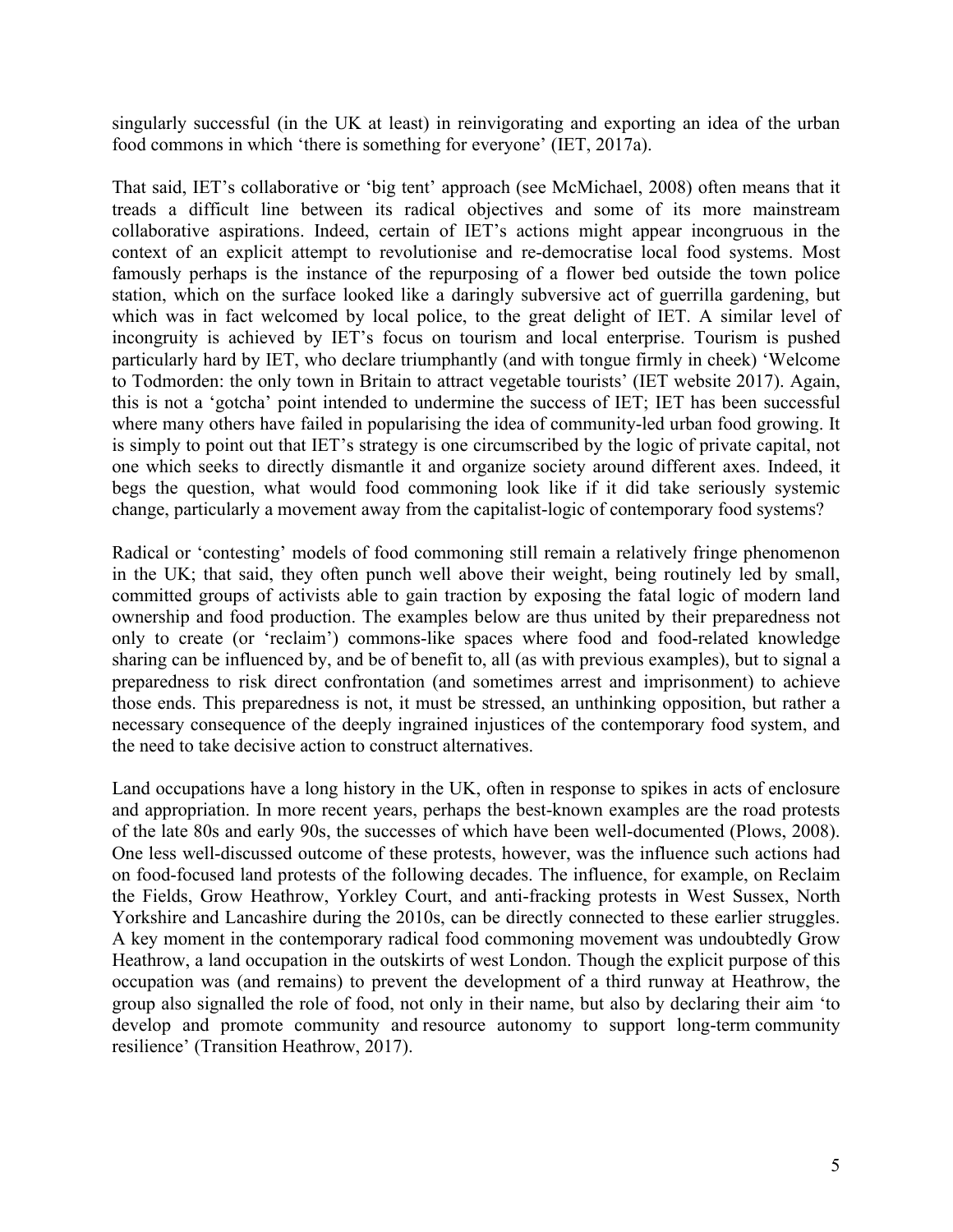singularly successful (in the UK at least) in reinvigorating and exporting an idea of the urban food commons in which 'there is something for everyone' (IET, 2017a).

That said, IET's collaborative or 'big tent' approach (see McMichael, 2008) often means that it treads a difficult line between its radical objectives and some of its more mainstream collaborative aspirations. Indeed, certain of IET's actions might appear incongruous in the context of an explicit attempt to revolutionise and re-democratise local food systems. Most famously perhaps is the instance of the repurposing of a flower bed outside the town police station, which on the surface looked like a daringly subversive act of guerrilla gardening, but which was in fact welcomed by local police, to the great delight of IET. A similar level of incongruity is achieved by IET's focus on tourism and local enterprise. Tourism is pushed particularly hard by IET, who declare triumphantly (and with tongue firmly in cheek) 'Welcome to Todmorden: the only town in Britain to attract vegetable tourists' (IET website 2017). Again, this is not a 'gotcha' point intended to undermine the success of IET; IET has been successful where many others have failed in popularising the idea of community-led urban food growing. It is simply to point out that IET's strategy is one circumscribed by the logic of private capital, not one which seeks to directly dismantle it and organize society around different axes. Indeed, it begs the question, what would food commoning look like if it did take seriously systemic change, particularly a movement away from the capitalist-logic of contemporary food systems?

Radical or 'contesting' models of food commoning still remain a relatively fringe phenomenon in the UK; that said, they often punch well above their weight, being routinely led by small, committed groups of activists able to gain traction by exposing the fatal logic of modern land ownership and food production. The examples below are thus united by their preparedness not only to create (or 'reclaim') commons-like spaces where food and food-related knowledge sharing can be influenced by, and be of benefit to, all (as with previous examples), but to signal a preparedness to risk direct confrontation (and sometimes arrest and imprisonment) to achieve those ends. This preparedness is not, it must be stressed, an unthinking opposition, but rather a necessary consequence of the deeply ingrained injustices of the contemporary food system, and the need to take decisive action to construct alternatives.

Land occupations have a long history in the UK, often in response to spikes in acts of enclosure and appropriation. In more recent years, perhaps the best-known examples are the road protests of the late 80s and early 90s, the successes of which have been well-documented (Plows, 2008). One less well-discussed outcome of these protests, however, was the influence such actions had on food-focused land protests of the following decades. The influence, for example, on Reclaim the Fields, Grow Heathrow, Yorkley Court, and anti-fracking protests in West Sussex, North Yorkshire and Lancashire during the 2010s, can be directly connected to these earlier struggles. A key moment in the contemporary radical food commoning movement was undoubtedly Grow Heathrow, a land occupation in the outskirts of west London. Though the explicit purpose of this occupation was (and remains) to prevent the development of a third runway at Heathrow, the group also signalled the role of food, not only in their name, but also by declaring their aim 'to develop and promote community and resource autonomy to support long-term community resilience' (Transition Heathrow, 2017).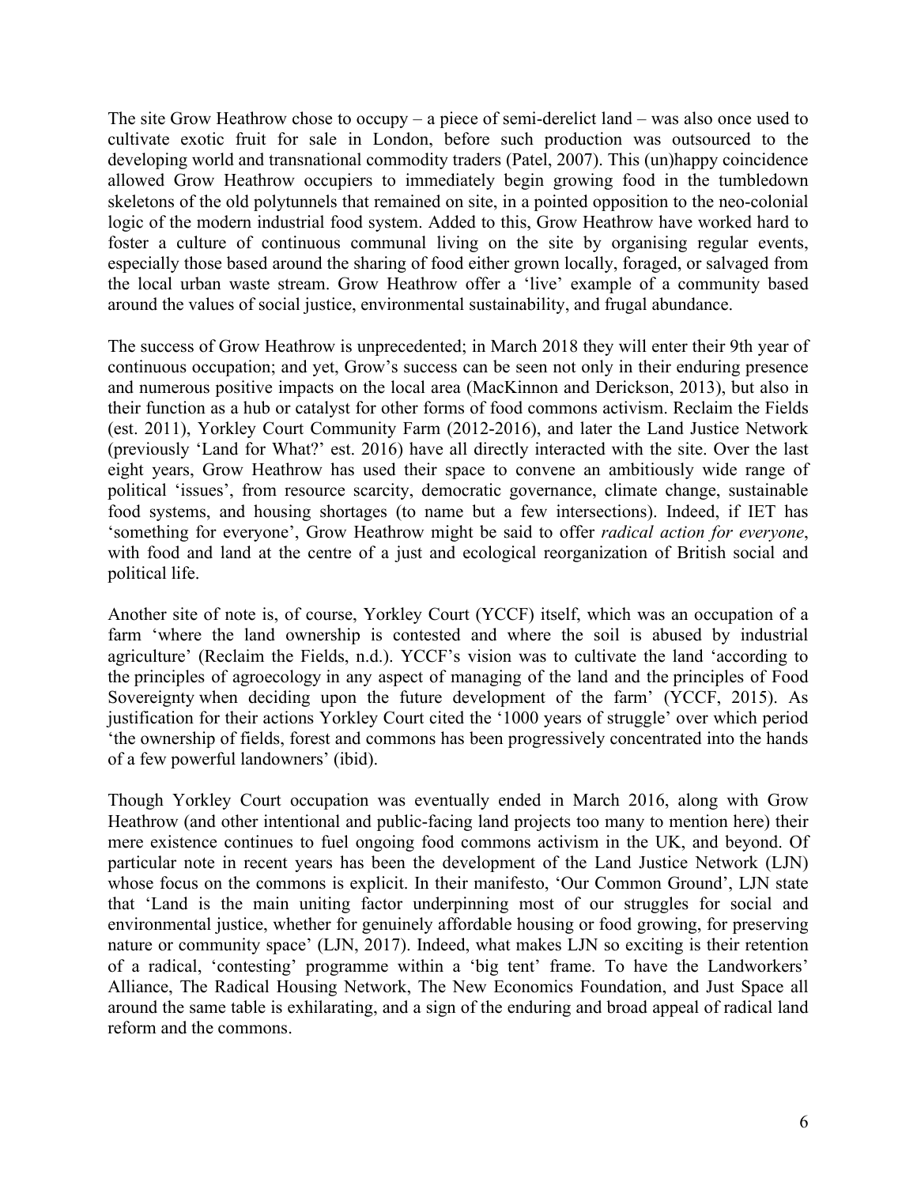The site Grow Heathrow chose to occupy – a piece of semi-derelict land – was also once used to cultivate exotic fruit for sale in London, before such production was outsourced to the developing world and transnational commodity traders (Patel, 2007). This (un)happy coincidence allowed Grow Heathrow occupiers to immediately begin growing food in the tumbledown skeletons of the old polytunnels that remained on site, in a pointed opposition to the neo-colonial logic of the modern industrial food system. Added to this, Grow Heathrow have worked hard to foster a culture of continuous communal living on the site by organising regular events, especially those based around the sharing of food either grown locally, foraged, or salvaged from the local urban waste stream. Grow Heathrow offer a 'live' example of a community based around the values of social justice, environmental sustainability, and frugal abundance.

The success of Grow Heathrow is unprecedented; in March 2018 they will enter their 9th year of continuous occupation; and yet, Grow's success can be seen not only in their enduring presence and numerous positive impacts on the local area (MacKinnon and Derickson, 2013), but also in their function as a hub or catalyst for other forms of food commons activism. Reclaim the Fields (est. 2011), Yorkley Court Community Farm (2012-2016), and later the Land Justice Network (previously 'Land for What?' est. 2016) have all directly interacted with the site. Over the last eight years, Grow Heathrow has used their space to convene an ambitiously wide range of political 'issues', from resource scarcity, democratic governance, climate change, sustainable food systems, and housing shortages (to name but a few intersections). Indeed, if IET has 'something for everyone', Grow Heathrow might be said to offer *radical action for everyone*, with food and land at the centre of a just and ecological reorganization of British social and political life.

Another site of note is, of course, Yorkley Court (YCCF) itself, which was an occupation of a farm 'where the land ownership is contested and where the soil is abused by industrial agriculture' (Reclaim the Fields, n.d.). YCCF's vision was to cultivate the land 'according to the principles of agroecology in any aspect of managing of the land and the principles of Food Sovereignty when deciding upon the future development of the farm' (YCCF, 2015). As justification for their actions Yorkley Court cited the '1000 years of struggle' over which period 'the ownership of fields, forest and commons has been progressively concentrated into the hands of a few powerful landowners' (ibid).

Though Yorkley Court occupation was eventually ended in March 2016, along with Grow Heathrow (and other intentional and public-facing land projects too many to mention here) their mere existence continues to fuel ongoing food commons activism in the UK, and beyond. Of particular note in recent years has been the development of the Land Justice Network (LJN) whose focus on the commons is explicit. In their manifesto, 'Our Common Ground', LJN state that 'Land is the main uniting factor underpinning most of our struggles for social and environmental justice, whether for genuinely affordable housing or food growing, for preserving nature or community space' (LJN, 2017). Indeed, what makes LJN so exciting is their retention of a radical, 'contesting' programme within a 'big tent' frame. To have the Landworkers' Alliance, The Radical Housing Network, The New Economics Foundation, and Just Space all around the same table is exhilarating, and a sign of the enduring and broad appeal of radical land reform and the commons.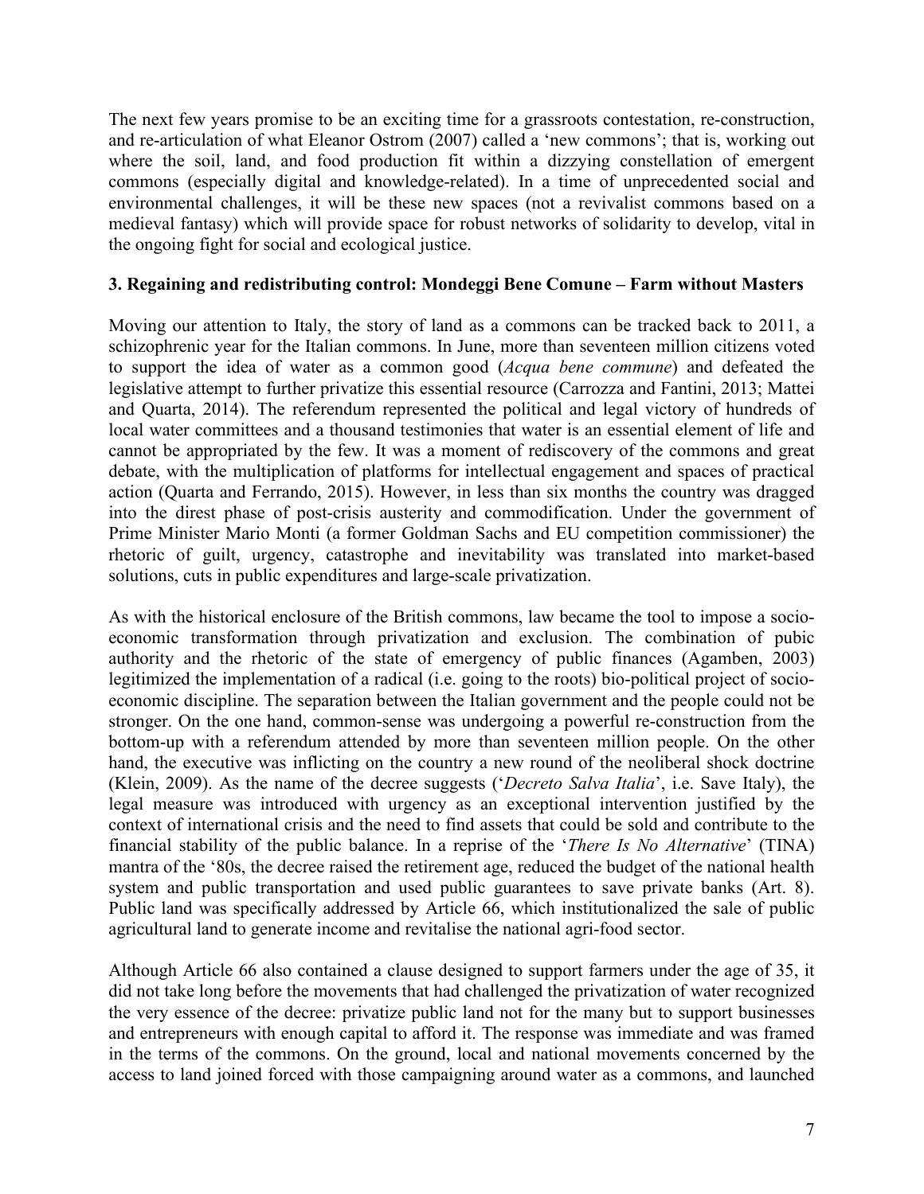The next few years promise to be an exciting time for a grassroots contestation, re-construction, and re-articulation of what Eleanor Ostrom (2007) called a 'new commons'; that is, working out where the soil, land, and food production fit within a dizzying constellation of emergent commons (especially digital and knowledge-related). In a time of unprecedented social and environmental challenges, it will be these new spaces (not a revivalist commons based on a medieval fantasy) which will provide space for robust networks of solidarity to develop, vital in the ongoing fight for social and ecological justice.

### 3. Regaining and redistributing control: Mondeggi Bene Comune – Farm without Masters

Moving our attention to Italy, the story of land as a commons can be tracked back to 2011, a schizophrenic year for the Italian commons. In June, more than seventeen million citizens voted to support the idea of water as a common good (*Acqua bene commune*) and defeated the legislative attempt to further privatize this essential resource (Carrozza and Fantini, 2013; Mattei and Quarta, 2014). The referendum represented the political and legal victory of hundreds of local water committees and a thousand testimonies that water is an essential element of life and cannot be appropriated by the few. It was a moment of rediscovery of the commons and great debate, with the multiplication of platforms for intellectual engagement and spaces of practical action (Quarta and Ferrando, 2015). However, in less than six months the country was dragged into the direst phase of post-crisis austerity and commodification. Under the government of Prime Minister Mario Monti (a former Goldman Sachs and EU competition commissioner) the rhetoric of guilt, urgency, catastrophe and inevitability was translated into market-based solutions, cuts in public expenditures and large-scale privatization.

As with the historical enclosure of the British commons, law became the tool to impose a socio-economic transformation through privatization and exclusion. The combination of pubic authority and the rhetoric of the state of emergency of public finances (Agamben, 2003) legitimized the implementation of a radical (i.e. going to the roots) bio-political project of socio-economic discipline. The separation between the Italian government and the people could not be stronger. On the one hand, common-sense was undergoing a powerful re-construction from the bottom-up with a referendum attended by more than seventeen million people. On the other hand, the executive was inflicting on the country a new round of the neoliberal shock doctrine (Klein, 2009). As the name of the decree suggests ('*Decreto Salva Italia*', i.e. Save Italy), the legal measure was introduced with urgency as an exceptional intervention justified by the context of international crisis and the need to find assets that could be sold and contribute to the financial stability of the public balance. In a reprise of the '*There Is No Alternative*' (TINA) mantra of the '80s, the decree raised the retirement age, reduced the budget of the national health system and public transportation and used public guarantees to save private banks (Art. 8). Public land was specifically addressed by Article 66, which institutionalized the sale of public agricultural land to generate income and revitalise the national agri-food sector.

Although Article 66 also contained a clause designed to support farmers under the age of 35, it did not take long before the movements that had challenged the privatization of water recognized the very essence of the decree: privatize public land not for the many but to support businesses and entrepreneurs with enough capital to afford it. The response was immediate and was framed in the terms of the commons. On the ground, local and national movements concerned by the access to land joined forced with those campaigning around water as a commons, and launched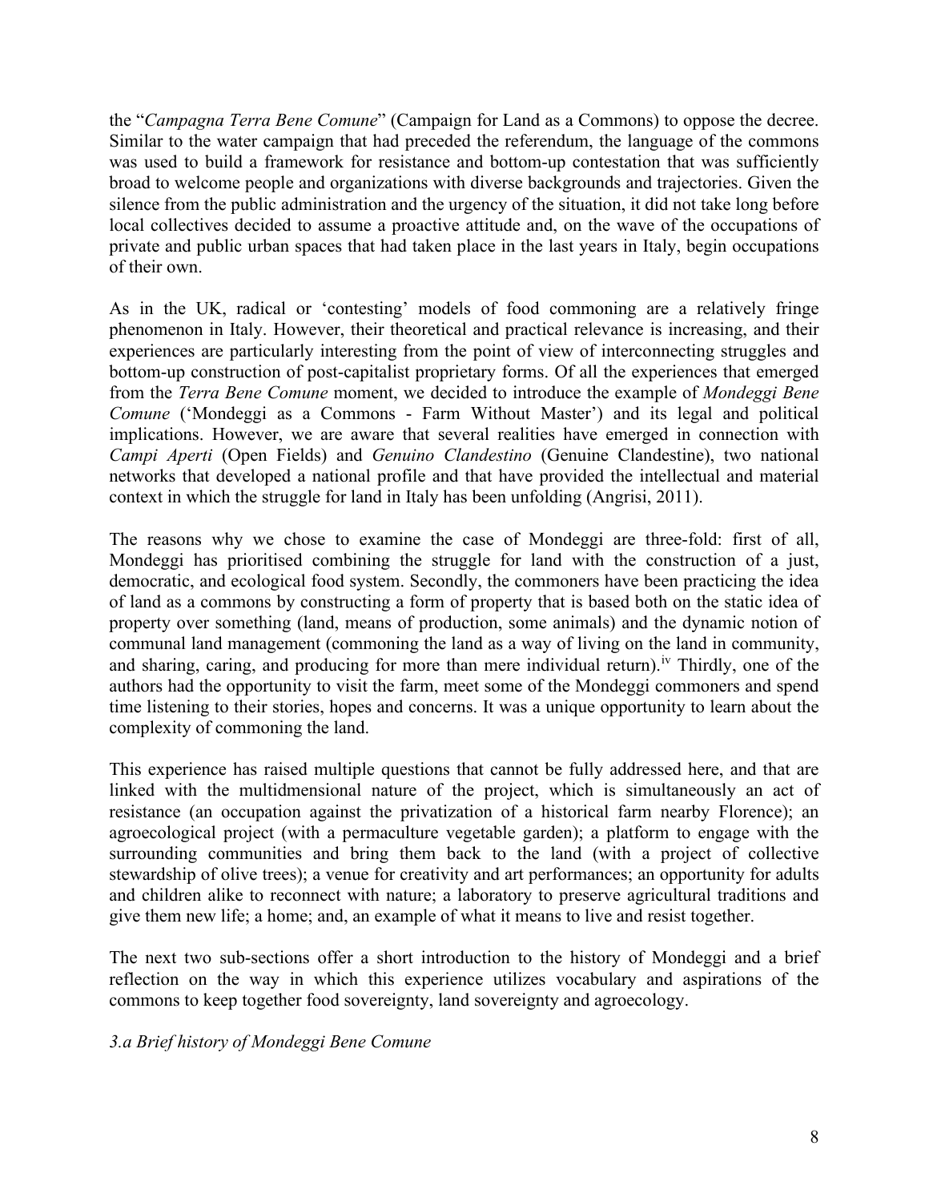the "*Campagna Terra Bene Comune*" (Campaign for Land as a Commons) to oppose the decree. Similar to the water campaign that had preceded the referendum, the language of the commons was used to build a framework for resistance and bottom-up contestation that was sufficiently broad to welcome people and organizations with diverse backgrounds and trajectories. Given the silence from the public administration and the urgency of the situation, it did not take long before local collectives decided to assume a proactive attitude and, on the wave of the occupations of private and public urban spaces that had taken place in the last years in Italy, begin occupations of their own.

As in the UK, radical or 'contesting' models of food commoning are a relatively fringe phenomenon in Italy. However, their theoretical and practical relevance is increasing, and their experiences are particularly interesting from the point of view of interconnecting struggles and bottom-up construction of post-capitalist proprietary forms. Of all the experiences that emerged from the *Terra Bene Comune* moment, we decided to introduce the example of *Mondeggi Bene Comune* ('Mondeggi as a Commons - Farm Without Master') and its legal and political implications. However, we are aware that several realities have emerged in connection with *Campi Aperti* (Open Fields) and *Genuino Clandestino* (Genuine Clandestine), two national networks that developed a national profile and that have provided the intellectual and material context in which the struggle for land in Italy has been unfolding (Angrisi, 2011).

The reasons why we chose to examine the case of Mondeggi are three-fold: first of all, Mondeggi has prioritised combining the struggle for land with the construction of a just, democratic, and ecological food system. Secondly, the commoners have been practicing the idea of land as a commons by constructing a form of property that is based both on the static idea of property over something (land, means of production, some animals) and the dynamic notion of communal land management (commoning the land as a way of living on the land in community, and sharing, caring, and producing for more than mere individual return).[iv] Thirdly, one of the authors had the opportunity to visit the farm, meet some of the Mondeggi commoners and spend time listening to their stories, hopes and concerns. It was a unique opportunity to learn about the complexity of commoning the land.

This experience has raised multiple questions that cannot be fully addressed here, and that are linked with the multidmensional nature of the project, which is simultaneously an act of resistance (an occupation against the privatization of a historical farm nearby Florence); an agroecological project (with a permaculture vegetable garden); a platform to engage with the surrounding communities and bring them back to the land (with a project of collective stewardship of olive trees); a venue for creativity and art performances; an opportunity for adults and children alike to reconnect with nature; a laboratory to preserve agricultural traditions and give them new life; a home; and, an example of what it means to live and resist together.

The next two sub-sections offer a short introduction to the history of Mondeggi and a brief reflection on the way in which this experience utilizes vocabulary and aspirations of the commons to keep together food sovereignty, land sovereignty and agroecology.

### *3.a Brief history of Mondeggi Bene Comune*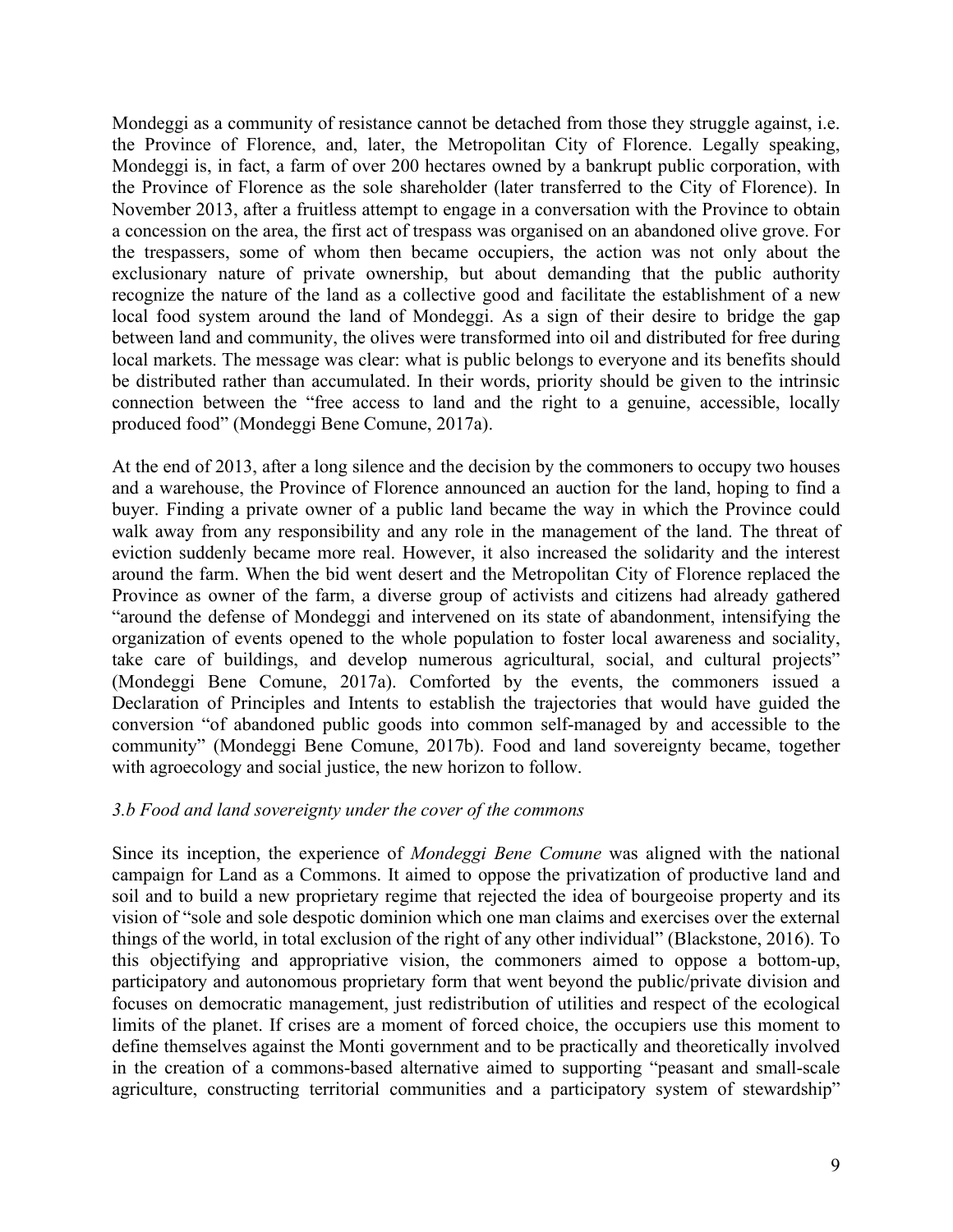Mondeggi as a community of resistance cannot be detached from those they struggle against, i.e. the Province of Florence, and, later, the Metropolitan City of Florence. Legally speaking, Mondeggi is, in fact, a farm of over 200 hectares owned by a bankrupt public corporation, with the Province of Florence as the sole shareholder (later transferred to the City of Florence). In November 2013, after a fruitless attempt to engage in a conversation with the Province to obtain a concession on the area, the first act of trespass was organised on an abandoned olive grove. For the trespassers, some of whom then became occupiers, the action was not only about the exclusionary nature of private ownership, but about demanding that the public authority recognize the nature of the land as a collective good and facilitate the establishment of a new local food system around the land of Mondeggi. As a sign of their desire to bridge the gap between land and community, the olives were transformed into oil and distributed for free during local markets. The message was clear: what is public belongs to everyone and its benefits should be distributed rather than accumulated. In their words, priority should be given to the intrinsic connection between the "free access to land and the right to a genuine, accessible, locally produced food" (Mondeggi Bene Comune, 2017a).

At the end of 2013, after a long silence and the decision by the commoners to occupy two houses and a warehouse, the Province of Florence announced an auction for the land, hoping to find a buyer. Finding a private owner of a public land became the way in which the Province could walk away from any responsibility and any role in the management of the land. The threat of eviction suddenly became more real. However, it also increased the solidarity and the interest around the farm. When the bid went desert and the Metropolitan City of Florence replaced the Province as owner of the farm, a diverse group of activists and citizens had already gathered "around the defense of Mondeggi and intervened on its state of abandonment, intensifying the organization of events opened to the whole population to foster local awareness and sociality, take care of buildings, and develop numerous agricultural, social, and cultural projects" (Mondeggi Bene Comune, 2017a). Comforted by the events, the commoners issued a Declaration of Principles and Intents to establish the trajectories that would have guided the conversion "of abandoned public goods into common self-managed by and accessible to the community" (Mondeggi Bene Comune, 2017b). Food and land sovereignty became, together with agroecology and social justice, the new horizon to follow.

### *3.b Food and land sovereignty under the cover of the commons*

Since its inception, the experience of *Mondeggi Bene Comune* was aligned with the national campaign for Land as a Commons. It aimed to oppose the privatization of productive land and soil and to build a new proprietary regime that rejected the idea of bourgeoise property and its vision of "sole and sole despotic dominion which one man claims and exercises over the external things of the world, in total exclusion of the right of any other individual" (Blackstone, 2016). To this objectifying and appropriative vision, the commoners aimed to oppose a bottom-up, participatory and autonomous proprietary form that went beyond the public/private division and focuses on democratic management, just redistribution of utilities and respect of the ecological limits of the planet. If crises are a moment of forced choice, the occupiers use this moment to define themselves against the Monti government and to be practically and theoretically involved in the creation of a commons-based alternative aimed to supporting "peasant and small-scale agriculture, constructing territorial communities and a participatory system of stewardship"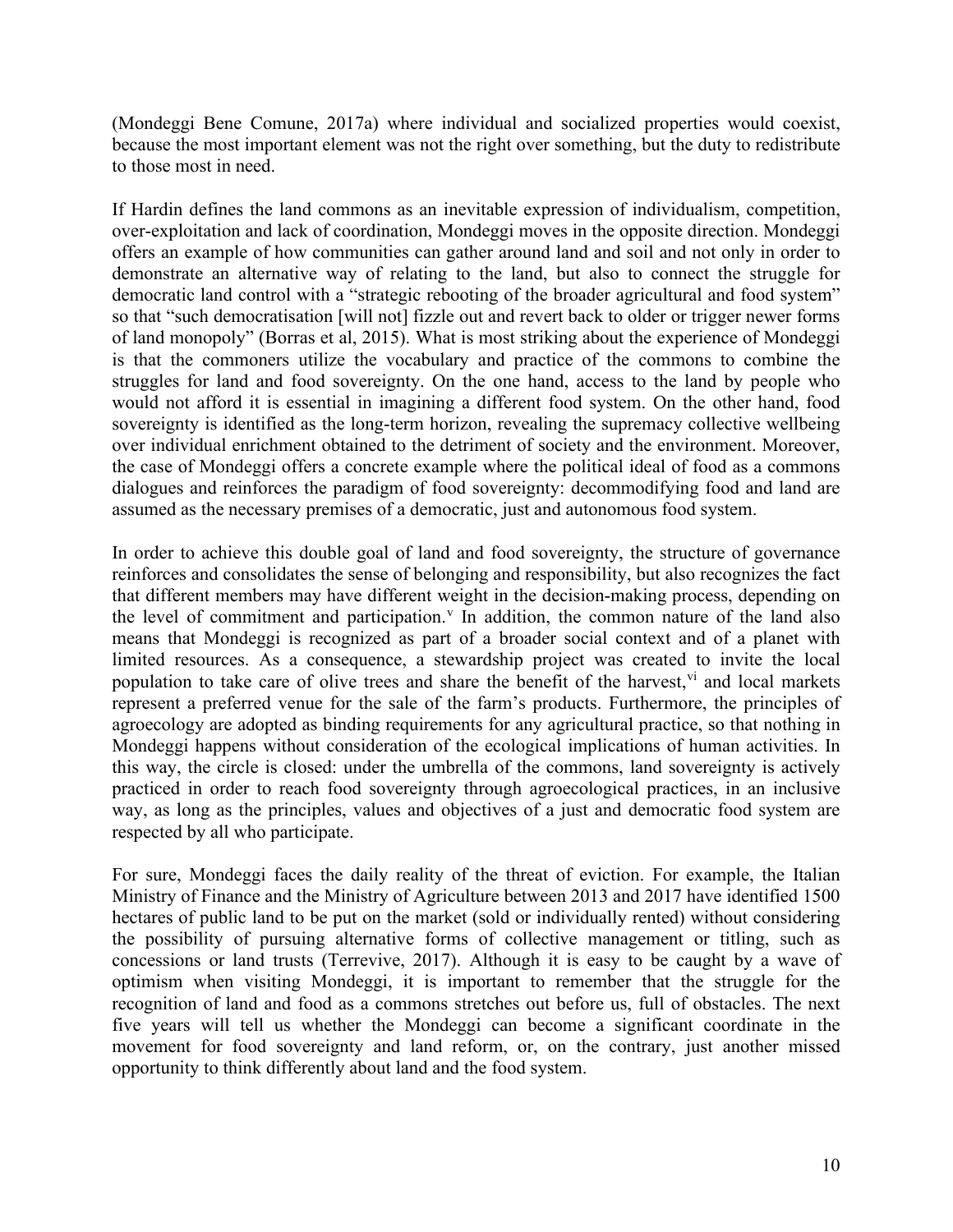(Mondeggi Bene Comune, 2017a) where individual and socialized properties would coexist, because the most important element was not the right over something, but the duty to redistribute to those most in need.

If Hardin defines the land commons as an inevitable expression of individualism, competition, over-exploitation and lack of coordination, Mondeggi moves in the opposite direction. Mondeggi offers an example of how communities can gather around land and soil and not only in order to demonstrate an alternative way of relating to the land, but also to connect the struggle for democratic land control with a "strategic rebooting of the broader agricultural and food system" so that "such democratisation [will not] fizzle out and revert back to older or trigger newer forms of land monopoly" (Borras et al, 2015). What is most striking about the experience of Mondeggi is that the commoners utilize the vocabulary and practice of the commons to combine the struggles for land and food sovereignty. On the one hand, access to the land by people who would not afford it is essential in imagining a different food system. On the other hand, food sovereignty is identified as the long-term horizon, revealing the supremacy collective wellbeing over individual enrichment obtained to the detriment of society and the environment. Moreover, the case of Mondeggi offers a concrete example where the political ideal of food as a commons dialogues and reinforces the paradigm of food sovereignty: decommodifying food and land are assumed as the necessary premises of a democratic, just and autonomous food system.

In order to achieve this double goal of land and food sovereignty, the structure of governance reinforces and consolidates the sense of belonging and responsibility, but also recognizes the fact that different members may have different weight in the decision-making process, depending on the level of commitment and participation.[v] In addition, the common nature of the land also means that Mondeggi is recognized as part of a broader social context and of a planet with limited resources. As a consequence, a stewardship project was created to invite the local population to take care of olive trees and share the benefit of the harvest,[vi] and local markets represent a preferred venue for the sale of the farm's products. Furthermore, the principles of agroecology are adopted as binding requirements for any agricultural practice, so that nothing in Mondeggi happens without consideration of the ecological implications of human activities. In this way, the circle is closed: under the umbrella of the commons, land sovereignty is actively practiced in order to reach food sovereignty through agroecological practices, in an inclusive way, as long as the principles, values and objectives of a just and democratic food system are respected by all who participate.

For sure, Mondeggi faces the daily reality of the threat of eviction. For example, the Italian Ministry of Finance and the Ministry of Agriculture between 2013 and 2017 have identified 1500 hectares of public land to be put on the market (sold or individually rented) without considering the possibility of pursuing alternative forms of collective management or titling, such as concessions or land trusts (Terrevive, 2017). Although it is easy to be caught by a wave of optimism when visiting Mondeggi, it is important to remember that the struggle for the recognition of land and food as a commons stretches out before us, full of obstacles. The next five years will tell us whether the Mondeggi can become a significant coordinate in the movement for food sovereignty and land reform, or, on the contrary, just another missed opportunity to think differently about land and the food system.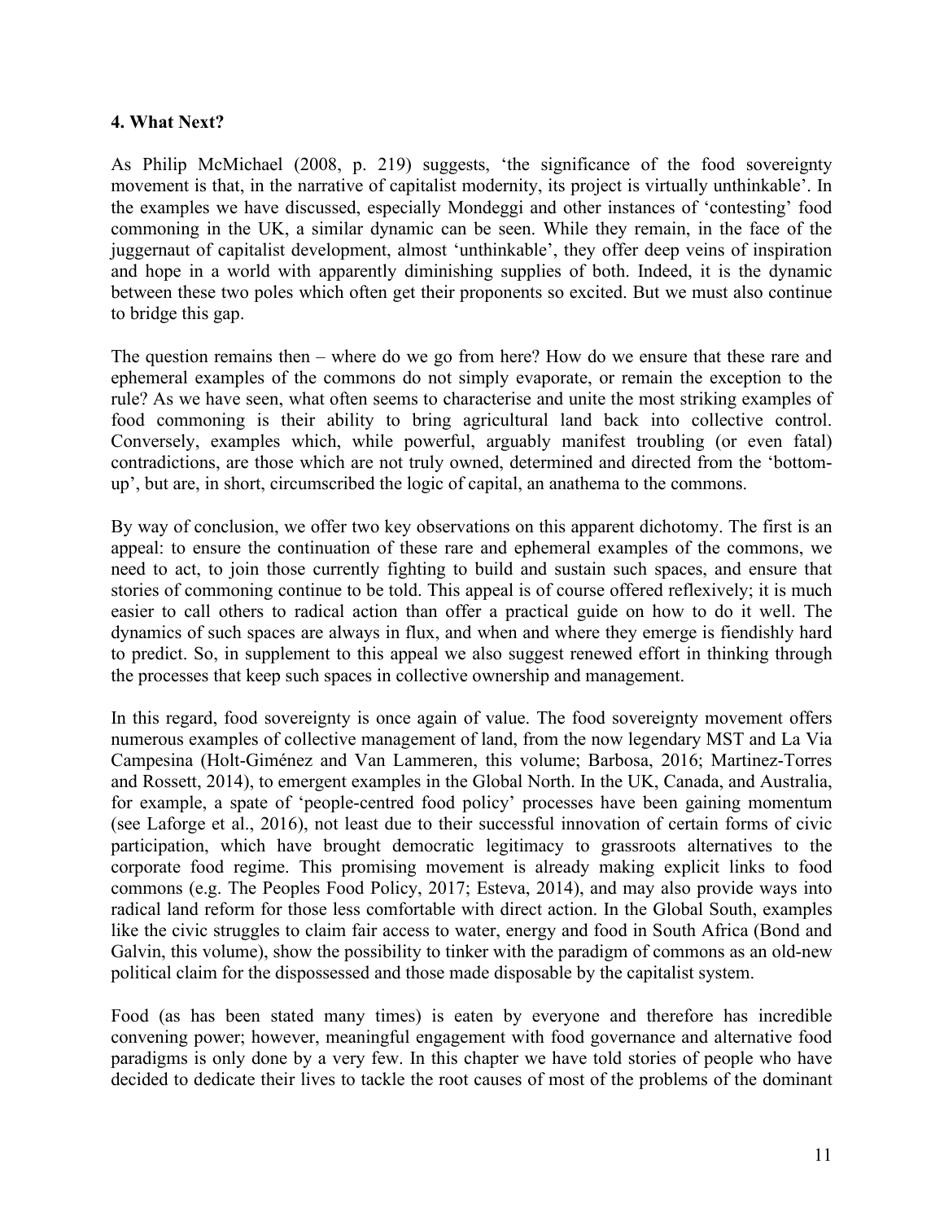### 4. What Next?

As Philip McMichael (2008, p. 219) suggests, 'the significance of the food sovereignty movement is that, in the narrative of capitalist modernity, its project is virtually unthinkable'. In the examples we have discussed, especially Mondeggi and other instances of 'contesting' food commoning in the UK, a similar dynamic can be seen. While they remain, in the face of the juggernaut of capitalist development, almost 'unthinkable', they offer deep veins of inspiration and hope in a world with apparently diminishing supplies of both. Indeed, it is the dynamic between these two poles which often get their proponents so excited. But we must also continue to bridge this gap.

The question remains then – where do we go from here? How do we ensure that these rare and ephemeral examples of the commons do not simply evaporate, or remain the exception to the rule? As we have seen, what often seems to characterise and unite the most striking examples of food commoning is their ability to bring agricultural land back into collective control. Conversely, examples which, while powerful, arguably manifest troubling (or even fatal) contradictions, are those which are not truly owned, determined and directed from the 'bottom-up', but are, in short, circumscribed the logic of capital, an anathema to the commons.

By way of conclusion, we offer two key observations on this apparent dichotomy. The first is an appeal: to ensure the continuation of these rare and ephemeral examples of the commons, we need to act, to join those currently fighting to build and sustain such spaces, and ensure that stories of commoning continue to be told. This appeal is of course offered reflexively; it is much easier to call others to radical action than offer a practical guide on how to do it well. The dynamics of such spaces are always in flux, and when and where they emerge is fiendishly hard to predict. So, in supplement to this appeal we also suggest renewed effort in thinking through the processes that keep such spaces in collective ownership and management.

In this regard, food sovereignty is once again of value. The food sovereignty movement offers numerous examples of collective management of land, from the now legendary MST and La Via Campesina (Holt-Giménez and Van Lammeren, this volume; Barbosa, 2016; Martinez-Torres and Rossett, 2014), to emergent examples in the Global North. In the UK, Canada, and Australia, for example, a spate of 'people-centred food policy' processes have been gaining momentum (see Laforge et al., 2016), not least due to their successful innovation of certain forms of civic participation, which have brought democratic legitimacy to grassroots alternatives to the corporate food regime. This promising movement is already making explicit links to food commons (e.g. The Peoples Food Policy, 2017; Esteva, 2014), and may also provide ways into radical land reform for those less comfortable with direct action. In the Global South, examples like the civic struggles to claim fair access to water, energy and food in South Africa (Bond and Galvin, this volume), show the possibility to tinker with the paradigm of commons as an old-new political claim for the dispossessed and those made disposable by the capitalist system.

Food (as has been stated many times) is eaten by everyone and therefore has incredible convening power; however, meaningful engagement with food governance and alternative food paradigms is only done by a very few. In this chapter we have told stories of people who have decided to dedicate their lives to tackle the root causes of most of the problems of the dominant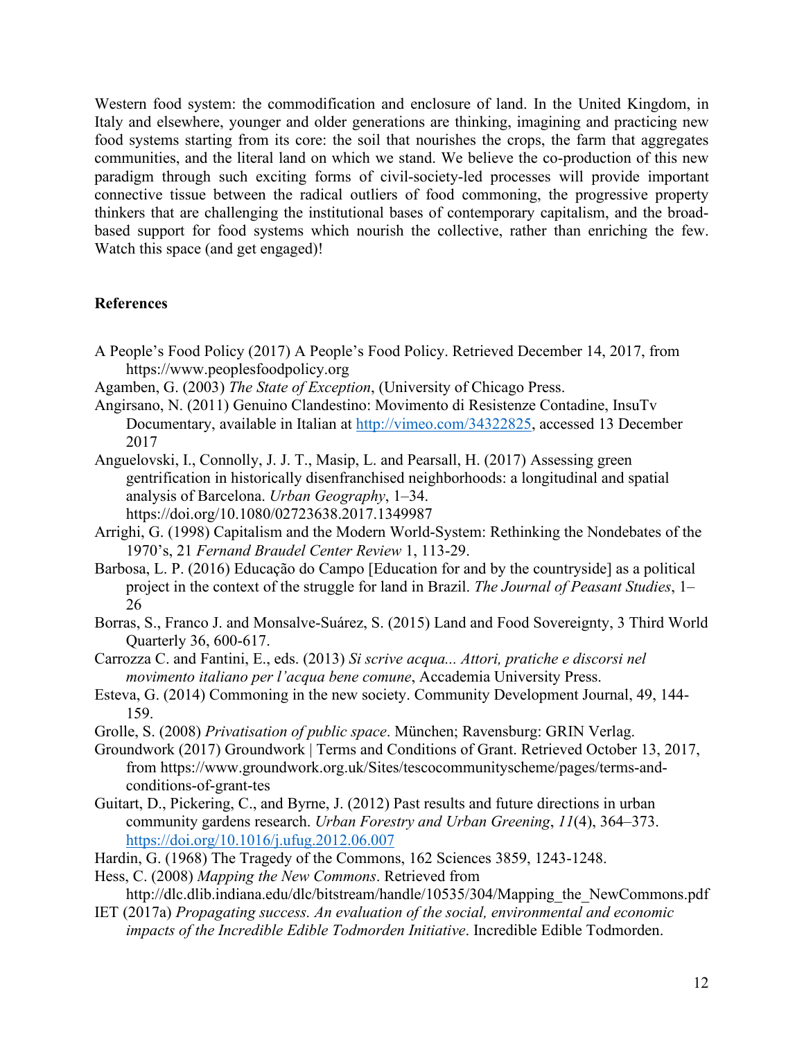Western food system: the commodification and enclosure of land. In the United Kingdom, in Italy and elsewhere, younger and older generations are thinking, imagining and practicing new food systems starting from its core: the soil that nourishes the crops, the farm that aggregates communities, and the literal land on which we stand. We believe the co-production of this new paradigm through such exciting forms of civil-society-led processes will provide important connective tissue between the radical outliers of food commoning, the progressive property thinkers that are challenging the institutional bases of contemporary capitalism, and the broad-based support for food systems which nourish the collective, rather than enriching the few. Watch this space (and get engaged)!

**References**

A People's Food Policy (2017) A People's Food Policy. Retrieved December 14, 2017, from https://www.peoplesfoodpolicy.org

Agamben, G. (2003) *The State of Exception*, (University of Chicago Press.

Angirsano, N. (2011) Genuino Clandestino: Movimento di Resistenze Contadine, InsuTv Documentary, available in Italian at http://vimeo.com/34322825, accessed 13 December 2017

Anguelovski, I., Connolly, J. J. T., Masip, L. and Pearsall, H. (2017) Assessing green gentrification in historically disenfranchised neighborhoods: a longitudinal and spatial analysis of Barcelona. *Urban Geography*, 1–34. https://doi.org/10.1080/02723638.2017.1349987

Arrighi, G. (1998) Capitalism and the Modern World-System: Rethinking the Nondebates of the 1970's, 21 *Fernand Braudel Center Review* 1, 113-29.

Barbosa, L. P. (2016) Educação do Campo [Education for and by the countryside] as a political project in the context of the struggle for land in Brazil. *The Journal of Peasant Studies*, 1–26

Borras, S., Franco J. and Monsalve-Suárez, S. (2015) Land and Food Sovereignty, 3 Third World Quarterly 36, 600-617.

Carrozza C. and Fantini, E., eds. (2013) *Si scrive acqua... Attori, pratiche e discorsi nel movimento italiano per l'acqua bene comune*, Accademia University Press.

Esteva, G. (2014) Commoning in the new society. Community Development Journal, 49, 144-159.

Grolle, S. (2008) *Privatisation of public space*. München; Ravensburg: GRIN Verlag.

Groundwork (2017) Groundwork | Terms and Conditions of Grant. Retrieved October 13, 2017, from https://www.groundwork.org.uk/Sites/tescocommunityscheme/pages/terms-and-conditions-of-grant-tes

Guitart, D., Pickering, C., and Byrne, J. (2012) Past results and future directions in urban community gardens research. *Urban Forestry and Urban Greening*, *11*(4), 364–373. https://doi.org/10.1016/j.ufug.2012.06.007

Hardin, G. (1968) The Tragedy of the Commons, 162 Sciences 3859, 1243-1248.

Hess, C. (2008) *Mapping the New Commons*. Retrieved from http://dlc.dlib.indiana.edu/dlc/bitstream/handle/10535/304/Mapping_the_NewCommons.pdf

IET (2017a) *Propagating success. An evaluation of the social, environmental and economic impacts of the Incredible Edible Todmorden Initiative*. Incredible Edible Todmorden.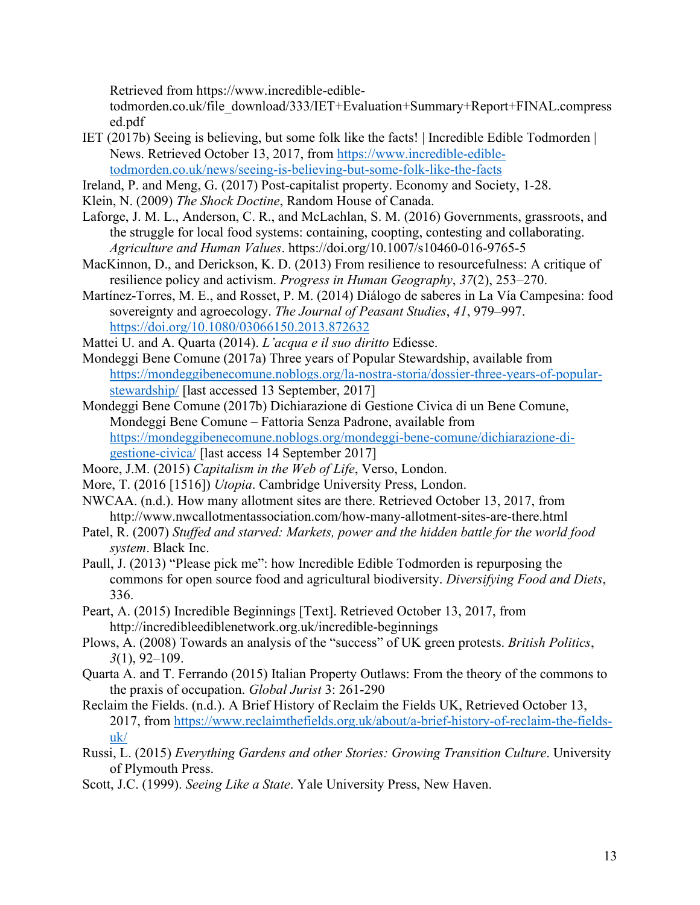Retrieved from https://www.incredible-edible-todmorden.co.uk/file_download/333/IET+Evaluation+Summary+Report+FINAL.compressed.pdf

IET (2017b) Seeing is believing, but some folk like the facts! | Incredible Edible Todmorden | News. Retrieved October 13, 2017, from https://www.incredible-edible-todmorden.co.uk/news/seeing-is-believing-but-some-folk-like-the-facts

Ireland, P. and Meng, G. (2017) Post-capitalist property. Economy and Society, 1-28.

Klein, N. (2009) *The Shock Doctine*, Random House of Canada.

Laforge, J. M. L., Anderson, C. R., and McLachlan, S. M. (2016) Governments, grassroots, and the struggle for local food systems: containing, coopting, contesting and collaborating. *Agriculture and Human Values*. https://doi.org/10.1007/s10460-016-9765-5

MacKinnon, D., and Derickson, K. D. (2013) From resilience to resourcefulness: A critique of resilience policy and activism. *Progress in Human Geography*, *37*(2), 253–270.

Martínez-Torres, M. E., and Rosset, P. M. (2014) Diálogo de saberes in La Vía Campesina: food sovereignty and agroecology. *The Journal of Peasant Studies*, *41*, 979–997. https://doi.org/10.1080/03066150.2013.872632

Mattei U. and A. Quarta (2014). *L'acqua e il suo diritto* Ediesse.

Mondeggi Bene Comune (2017a) Three years of Popular Stewardship, available from https://mondeggibenecomune.noblogs.org/la-nostra-storia/dossier-three-years-of-popular-stewardship/ [last accessed 13 September, 2017]

Mondeggi Bene Comune (2017b) Dichiarazione di Gestione Civica di un Bene Comune, Mondeggi Bene Comune – Fattoria Senza Padrone, available from https://mondeggibenecomune.noblogs.org/mondeggi-bene-comune/dichiarazione-di-gestione-civica/ [last access 14 September 2017]

Moore, J.M. (2015) *Capitalism in the Web of Life*, Verso, London.

More, T. (2016 [1516]) *Utopia*. Cambridge University Press, London.

NWCAA. (n.d.). How many allotment sites are there. Retrieved October 13, 2017, from http://www.nwcallotmentassociation.com/how-many-allotment-sites-are-there.html

Patel, R. (2007) *Stuffed and starved: Markets, power and the hidden battle for the world food system*. Black Inc.

Paull, J. (2013) "Please pick me": how Incredible Edible Todmorden is repurposing the commons for open source food and agricultural biodiversity. *Diversifying Food and Diets*, 336.

Peart, A. (2015) Incredible Beginnings [Text]. Retrieved October 13, 2017, from http://incredibleediblenetwork.org.uk/incredible-beginnings

Plows, A. (2008) Towards an analysis of the "success" of UK green protests. *British Politics*, *3*(1), 92–109.

Quarta A. and T. Ferrando (2015) Italian Property Outlaws: From the theory of the commons to the praxis of occupation. *Global Jurist* 3: 261-290

Reclaim the Fields. (n.d.). A Brief History of Reclaim the Fields UK, Retrieved October 13, 2017, from https://www.reclaimthefields.org.uk/about/a-brief-history-of-reclaim-the-fields-uk/

Russi, L. (2015) *Everything Gardens and other Stories: Growing Transition Culture*. University of Plymouth Press.

Scott, J.C. (1999). *Seeing Like a State*. Yale University Press, New Haven.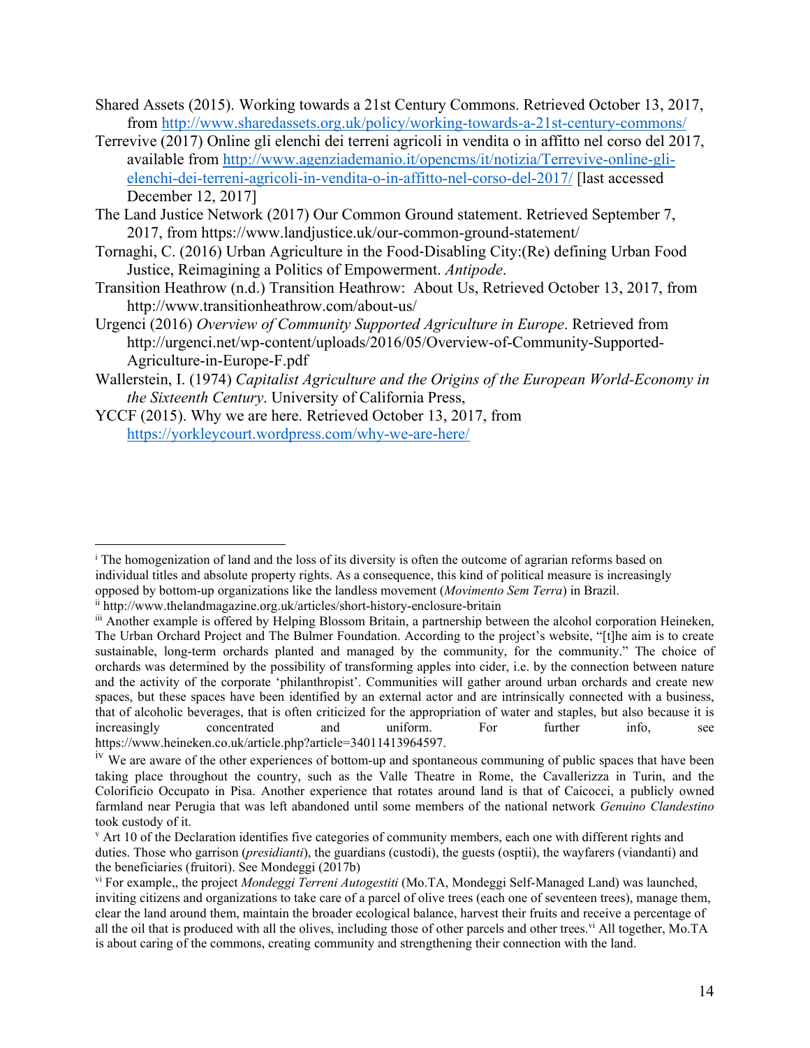Shared Assets (2015). Working towards a 21st Century Commons. Retrieved October 13, 2017, from http://www.sharedassets.org.uk/policy/working-towards-a-21st-century-commons/

Terrevive (2017) Online gli elenchi dei terreni agricoli in vendita o in affitto nel corso del 2017, available from http://www.agenziademanio.it/opencms/it/notizia/Terrevive-online-gli-elenchi-dei-terreni-agricoli-in-vendita-o-in-affitto-nel-corso-del-2017/ [last accessed December 12, 2017]

The Land Justice Network (2017) Our Common Ground statement. Retrieved September 7, 2017, from https://www.landjustice.uk/our-common-ground-statement/

Tornaghi, C. (2016) Urban Agriculture in the Food-Disabling City:(Re) defining Urban Food Justice, Reimagining a Politics of Empowerment. *Antipode*.

Transition Heathrow (n.d.) Transition Heathrow: About Us, Retrieved October 13, 2017, from http://www.transitionheathrow.com/about-us/

Urgenci (2016) *Overview of Community Supported Agriculture in Europe*. Retrieved from http://urgenci.net/wp-content/uploads/2016/05/Overview-of-Community-Supported-Agriculture-in-Europe-F.pdf

Wallerstein, I. (1974) *Capitalist Agriculture and the Origins of the European World-Economy in the Sixteenth Century*. University of California Press,

YCCF (2015). Why we are here. Retrieved October 13, 2017, from https://yorkleycourt.wordpress.com/why-we-are-here/

---

[i] The homogenization of land and the loss of its diversity is often the outcome of agrarian reforms based on individual titles and absolute property rights. As a consequence, this kind of political measure is increasingly opposed by bottom-up organizations like the landless movement (*Movimento Sem Terra*) in Brazil.

[ii] http://www.thelandmagazine.org.uk/articles/short-history-enclosure-britain

[iii] Another example is offered by Helping Blossom Britain, a partnership between the alcohol corporation Heineken, The Urban Orchard Project and The Bulmer Foundation. According to the project's website, "[t]he aim is to create sustainable, long-term orchards planted and managed by the community, for the community." The choice of orchards was determined by the possibility of transforming apples into cider, i.e. by the connection between nature and the activity of the corporate 'philanthropist'. Communities will gather around urban orchards and create new spaces, but these spaces have been identified by an external actor and are intrinsically connected with a business, that of alcoholic beverages, that is often criticized for the appropriation of water and staples, but also because it is increasingly concentrated and uniform. For further info, see https://www.heineken.co.uk/article.php?article=34011413964597.

[iv] We are aware of the other experiences of bottom-up and spontaneous communing of public spaces that have been taking place throughout the country, such as the Valle Theatre in Rome, the Cavallerizza in Turin, and the Colorificio Occupato in Pisa. Another experience that rotates around land is that of Caicocci, a publicly owned farmland near Perugia that was left abandoned until some members of the national network *Genuino Clandestino* took custody of it.

[v] Art 10 of the Declaration identifies five categories of community members, each one with different rights and duties. Those who garrison (*presidianti*), the guardians (custodi), the guests (osptii), the wayfarers (viandanti) and the beneficiaries (fruitori). See Mondeggi (2017b)

[vi] For example,, the project *Mondeggi Terreni Autogestiti* (Mo.TA, Mondeggi Self-Managed Land) was launched, inviting citizens and organizations to take care of a parcel of olive trees (each one of seventeen trees), manage them, clear the land around them, maintain the broader ecological balance, harvest their fruits and receive a percentage of all the oil that is produced with all the olives, including those of other parcels and other trees.[vi] All together, Mo.TA is about caring of the commons, creating community and strengthening their connection with the land.